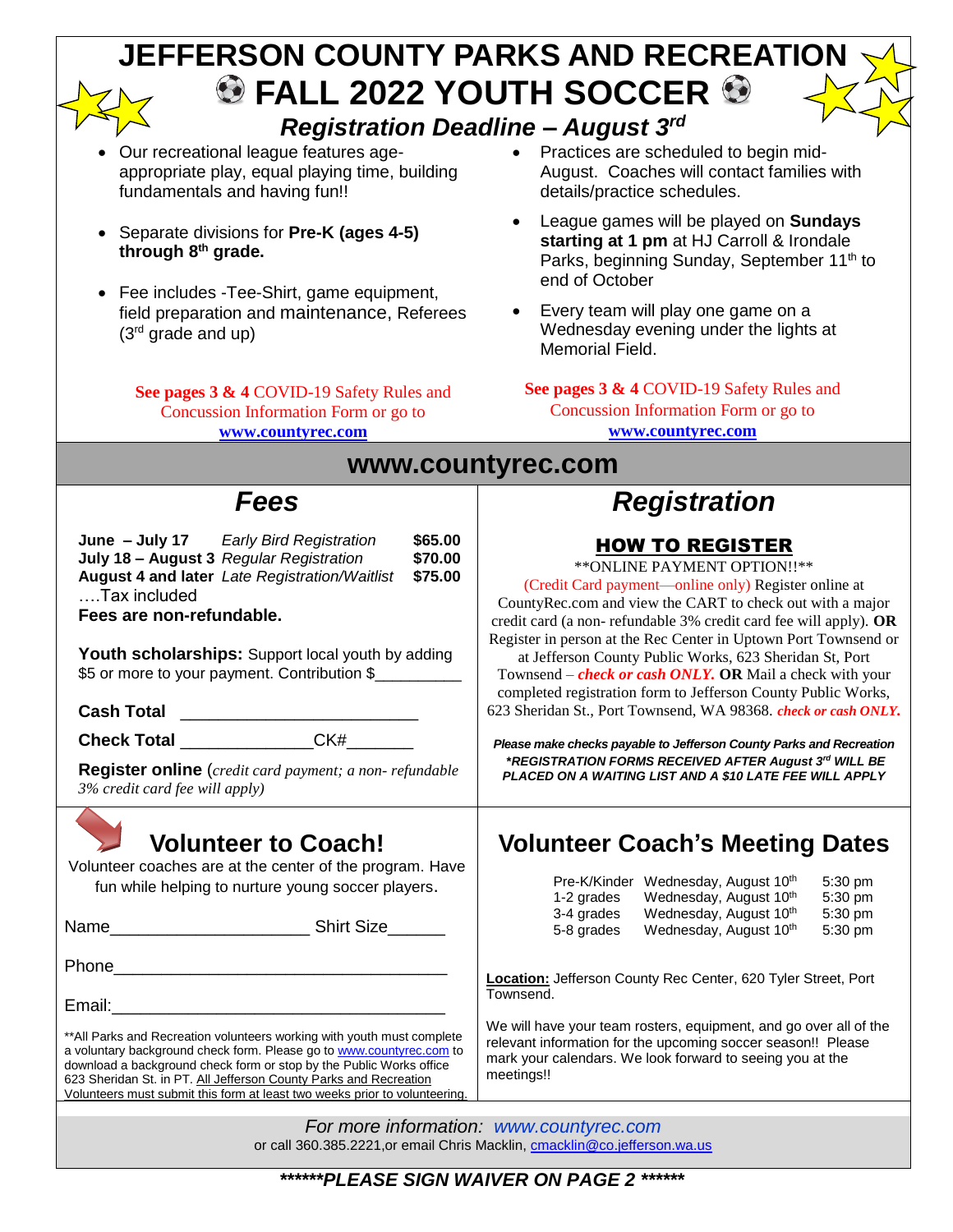# JEFFERSON COUNTY PARKS AND RECREATION

# ⚽ FALL 2022 YOUTH SOCCER ⚽

## *Registration Deadline – August 3rd*

- Our recreational league features age-appropriate play, equal playing time, building fundamentals and having fun!!
- Separate divisions for **Pre-K (ages 4-5) through 8th grade.**
- Fee includes -Tee-Shirt, game equipment, field preparation and maintenance, Referees (3rd grade and up)

**See pages 3 & 4** COVID-19 Safety Rules and Concussion Information Form or go to **www.countyrec.com**

- Practices are scheduled to begin mid-August. Coaches will contact families with details/practice schedules.
- League games will be played on **Sundays starting at 1 pm** at HJ Carroll & Irondale Parks, beginning Sunday, September 11th to end of October
- Every team will play one game on a Wednesday evening under the lights at Memorial Field.

**See pages 3 & 4** COVID-19 Safety Rules and Concussion Information Form or go to **www.countyrec.com**

## www.countyrec.com

## *Fees*

| | | |
|---|---|---|
| **June – July 17** | *Early Bird Registration* | **$65.00** |
| **July 18 – August 3** | *Regular Registration* | **$70.00** |
| **August 4 and later** | *Late Registration/Waitlist* | **$75.00** |

….Tax included

**Fees are non-refundable.**

**Youth scholarships:** Support local youth by adding $5 or more to your payment. Contribution $__________

**Cash Total** ________________________

**Check Total** _____________CK#_______

**Register online** (*credit card payment; a non- refundable 3% credit card fee will apply)*

## *Registration*

### HOW TO REGISTER

**ONLINE PAYMENT OPTION!!**

(Credit Card payment—online only) Register online at CountyRec.com and view the CART to check out with a major credit card (a non- refundable 3% credit card fee will apply). **OR** Register in person at the Rec Center in Uptown Port Townsend or at Jefferson County Public Works, 623 Sheridan St, Port Townsend – ***check or cash ONLY.*** **OR** Mail a check with your completed registration form to Jefferson County Public Works, 623 Sheridan St., Port Townsend, WA 98368. ***check or cash ONLY.***

***Please make checks payable to Jefferson County Parks and Recreation***

***\*REGISTRATION FORMS RECEIVED AFTER August 3rd WILL BE PLACED ON A WAITING LIST AND A $10 LATE FEE WILL APPLY***

## Volunteer to Coach!

Volunteer coaches are at the center of the program. Have fun while helping to nurture young soccer players.

Name____________________ Shirt Size______

Phone__________________________________

Email:__________________________________

**All Parks and Recreation volunteers working with youth must complete a voluntary background check form. Please go to www.countyrec.com to download a background check form or stop by the Public Works office 623 Sheridan St. in PT. All Jefferson County Parks and Recreation Volunteers must submit this form at least two weeks prior to volunteering.

## Volunteer Coach's Meeting Dates

| | | |
|---|---|---|
| Pre-K/Kinder | Wednesday, August 10th | 5:30 pm |
| 1-2 grades | Wednesday, August 10th | 5:30 pm |
| 3-4 grades | Wednesday, August 10th | 5:30 pm |
| 5-8 grades | Wednesday, August 10th | 5:30 pm |

**Location:** Jefferson County Rec Center, 620 Tyler Street, Port Townsend.

We will have your team rosters, equipment, and go over all of the relevant information for the upcoming soccer season!! Please mark your calendars. We look forward to seeing you at the meetings!!

*For more information: www.countyrec.com*

or call 360.385.2221,or email Chris Macklin, cmacklin@co.jefferson.wa.us

***\*\*\*\*\*\*PLEASE SIGN WAIVER ON PAGE 2 \*\*\*\*\*\****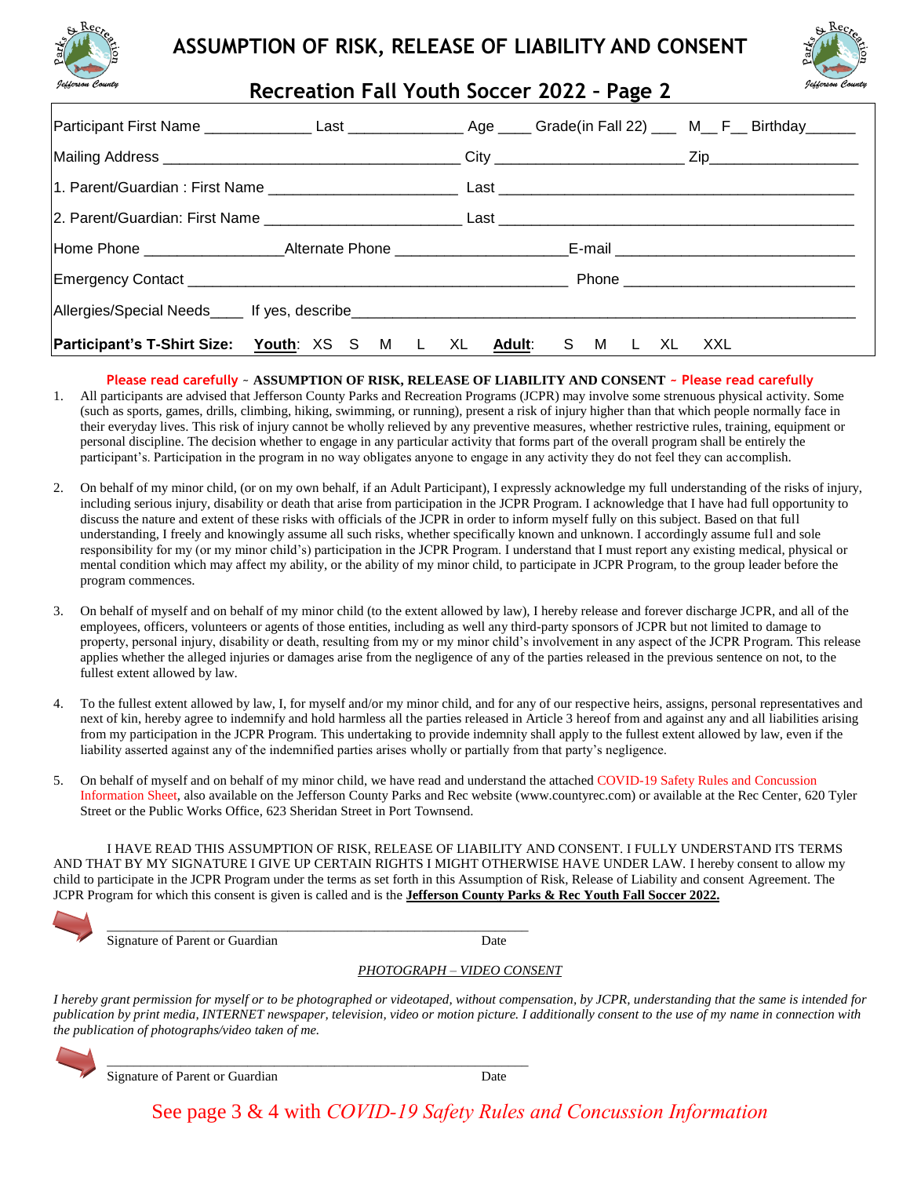# ASSUMPTION OF RISK, RELEASE OF LIABILITY AND CONSENT

## Recreation Fall Youth Soccer 2022 – Page 2

Participant First Name _____________ Last ______________ Age ____ Grade(in Fall 22) ___ M__ F__ Birthday______

Mailing Address ___________________________________ City ______________________ Zip_________________

1. Parent/Guardian : First Name ______________________ Last ___________________________________________

2. Parent/Guardian: First Name _______________________ Last ___________________________________________

Home Phone ________________Alternate Phone ____________________E-mail ____________________________

Emergency Contact _____________________________________________ Phone ___________________________

Allergies/Special Needs____ If yes, describe____________________________________________________________

**Participant's T-Shirt Size:** **Youth**: XS S M L XL **Adult**: S M L XL XXL

Please read carefully ~ **ASSUMPTION OF RISK, RELEASE OF LIABILITY AND CONSENT** ~ Please read carefully

1. All participants are advised that Jefferson County Parks and Recreation Programs (JCPR) may involve some strenuous physical activity. Some (such as sports, games, drills, climbing, hiking, swimming, or running), present a risk of injury higher than that which people normally face in their everyday lives. This risk of injury cannot be wholly relieved by any preventive measures, whether restrictive rules, training, equipment or personal discipline. The decision whether to engage in any particular activity that forms part of the overall program shall be entirely the participant's. Participation in the program in no way obligates anyone to engage in any activity they do not feel they can accomplish.

2. On behalf of my minor child, (or on my own behalf, if an Adult Participant), I expressly acknowledge my full understanding of the risks of injury, including serious injury, disability or death that arise from participation in the JCPR Program. I acknowledge that I have had full opportunity to discuss the nature and extent of these risks with officials of the JCPR in order to inform myself fully on this subject. Based on that full understanding, I freely and knowingly assume all such risks, whether specifically known and unknown. I accordingly assume full and sole responsibility for my (or my minor child's) participation in the JCPR Program. I understand that I must report any existing medical, physical or mental condition which may affect my ability, or the ability of my minor child, to participate in JCPR Program, to the group leader before the program commences.

3. On behalf of myself and on behalf of my minor child (to the extent allowed by law), I hereby release and forever discharge JCPR, and all of the employees, officers, volunteers or agents of those entities, including as well any third-party sponsors of JCPR but not limited to damage to property, personal injury, disability or death, resulting from my or my minor child's involvement in any aspect of the JCPR Program. This release applies whether the alleged injuries or damages arise from the negligence of any of the parties released in the previous sentence on not, to the fullest extent allowed by law.

4. To the fullest extent allowed by law, I, for myself and/or my minor child, and for any of our respective heirs, assigns, personal representatives and next of kin, hereby agree to indemnify and hold harmless all the parties released in Article 3 hereof from and against any and all liabilities arising from my participation in the JCPR Program. This undertaking to provide indemnity shall apply to the fullest extent allowed by law, even if the liability asserted against any of the indemnified parties arises wholly or partially from that party's negligence.

5. On behalf of myself and on behalf of my minor child, we have read and understand the attached COVID-19 Safety Rules and Concussion Information Sheet, also available on the Jefferson County Parks and Rec website (www.countyrec.com) or available at the Rec Center, 620 Tyler Street or the Public Works Office, 623 Sheridan Street in Port Townsend.

I HAVE READ THIS ASSUMPTION OF RISK, RELEASE OF LIABILITY AND CONSENT. I FULLY UNDERSTAND ITS TERMS AND THAT BY MY SIGNATURE I GIVE UP CERTAIN RIGHTS I MIGHT OTHERWISE HAVE UNDER LAW. I hereby consent to allow my child to participate in the JCPR Program under the terms as set forth in this Assumption of Risk, Release of Liability and consent Agreement. The JCPR Program for which this consent is given is called and is the **Jefferson County Parks & Rec Youth Fall Soccer 2022.**

_____________________________________________________________

Signature of Parent or Guardian Date

*PHOTOGRAPH – VIDEO CONSENT*

*I hereby grant permission for myself or to be photographed or videotaped, without compensation, by JCPR, understanding that the same is intended for publication by print media, INTERNET newspaper, television, video or motion picture. I additionally consent to the use of my name in connection with the publication of photographs/video taken of me.*

_____________________________________________________________

Signature of Parent or Guardian Date

See page 3 & 4 with *COVID-19 Safety Rules and Concussion Information*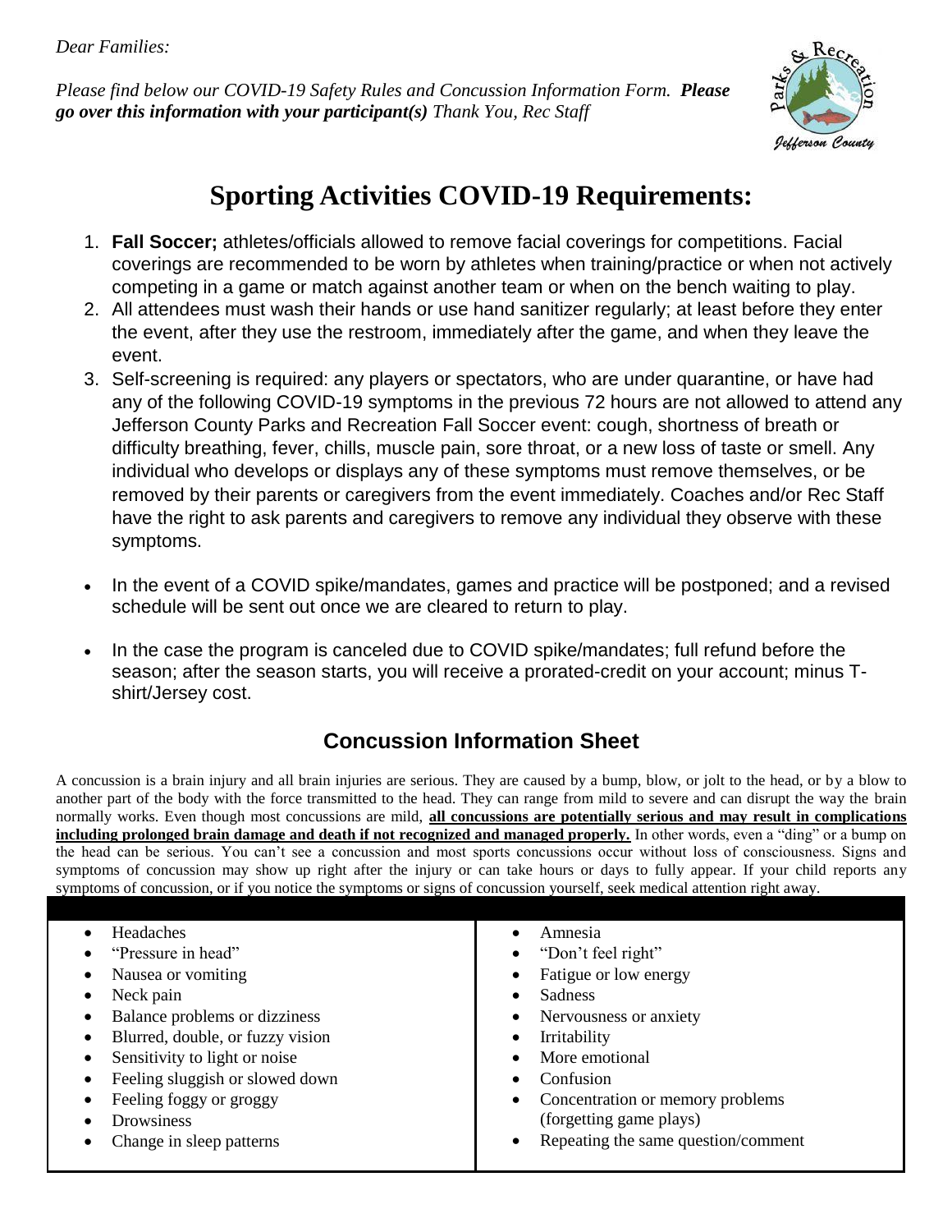*Dear Families:*

*Please find below our COVID-19 Safety Rules and Concussion Information Form. **Please go over this information with your participant(s)** Thank You, Rec Staff*

# Sporting Activities COVID-19 Requirements:

1. **Fall Soccer;** athletes/officials allowed to remove facial coverings for competitions. Facial coverings are recommended to be worn by athletes when training/practice or when not actively competing in a game or match against another team or when on the bench waiting to play.
2. All attendees must wash their hands or use hand sanitizer regularly; at least before they enter the event, after they use the restroom, immediately after the game, and when they leave the event.
3. Self-screening is required: any players or spectators, who are under quarantine, or have had any of the following COVID-19 symptoms in the previous 72 hours are not allowed to attend any Jefferson County Parks and Recreation Fall Soccer event: cough, shortness of breath or difficulty breathing, fever, chills, muscle pain, sore throat, or a new loss of taste or smell. Any individual who develops or displays any of these symptoms must remove themselves, or be removed by their parents or caregivers from the event immediately. Coaches and/or Rec Staff have the right to ask parents and caregivers to remove any individual they observe with these symptoms.

- In the event of a COVID spike/mandates, games and practice will be postponed; and a revised schedule will be sent out once we are cleared to return to play.
- In the case the program is canceled due to COVID spike/mandates; full refund before the season; after the season starts, you will receive a prorated-credit on your account; minus T-shirt/Jersey cost.

## Concussion Information Sheet

A concussion is a brain injury and all brain injuries are serious. They are caused by a bump, blow, or jolt to the head, or by a blow to another part of the body with the force transmitted to the head. They can range from mild to severe and can disrupt the way the brain normally works. Even though most concussions are mild, **all concussions are potentially serious and may result in complications including prolonged brain damage and death if not recognized and managed properly.** In other words, even a "ding" or a bump on the head can be serious. You can't see a concussion and most sports concussions occur without loss of consciousness. Signs and symptoms of concussion may show up right after the injury or can take hours or days to fully appear. If your child reports any symptoms of concussion, or if you notice the symptoms or signs of concussion yourself, seek medical attention right away.

- Headaches
- "Pressure in head"
- Nausea or vomiting
- Neck pain
- Balance problems or dizziness
- Blurred, double, or fuzzy vision
- Sensitivity to light or noise
- Feeling sluggish or slowed down
- Feeling foggy or groggy
- Drowsiness
- Change in sleep patterns
- Amnesia
- "Don't feel right"
- Fatigue or low energy
- Sadness
- Nervousness or anxiety
- Irritability
- More emotional
- Confusion
- Concentration or memory problems (forgetting game plays)
- Repeating the same question/comment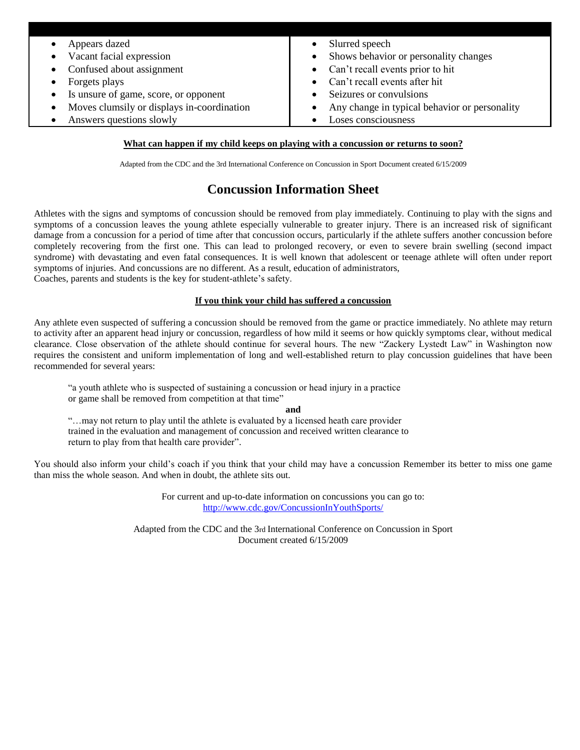| | |
|---|---|
| • Appears dazed<br>• Vacant facial expression<br>• Confused about assignment<br>• Forgets plays<br>• Is unsure of game, score, or opponent<br>• Moves clumsily or displays in-coordination<br>• Answers questions slowly | • Slurred speech<br>• Shows behavior or personality changes<br>• Can't recall events prior to hit<br>• Can't recall events after hit<br>• Seizures or convulsions<br>• Any change in typical behavior or personality<br>• Loses consciousness |

**What can happen if my child keeps on playing with a concussion or returns to soon?**

Adapted from the CDC and the 3rd International Conference on Concussion in Sport Document created 6/15/2009

# Concussion Information Sheet

Athletes with the signs and symptoms of concussion should be removed from play immediately. Continuing to play with the signs and symptoms of a concussion leaves the young athlete especially vulnerable to greater injury. There is an increased risk of significant damage from a concussion for a period of time after that concussion occurs, particularly if the athlete suffers another concussion before completely recovering from the first one. This can lead to prolonged recovery, or even to severe brain swelling (second impact syndrome) with devastating and even fatal consequences. It is well known that adolescent or teenage athlete will often under report symptoms of injuries. And concussions are no different. As a result, education of administrators,
Coaches, parents and students is the key for student-athlete's safety.

**If you think your child has suffered a concussion**

Any athlete even suspected of suffering a concussion should be removed from the game or practice immediately. No athlete may return to activity after an apparent head injury or concussion, regardless of how mild it seems or how quickly symptoms clear, without medical clearance. Close observation of the athlete should continue for several hours. The new "Zackery Lystedt Law" in Washington now requires the consistent and uniform implementation of long and well-established return to play concussion guidelines that have been recommended for several years:

> "a youth athlete who is suspected of sustaining a concussion or head injury in a practice or game shall be removed from competition at that time"
>
> **and**
>
> "…may not return to play until the athlete is evaluated by a licensed heath care provider trained in the evaluation and management of concussion and received written clearance to return to play from that health care provider".

You should also inform your child's coach if you think that your child may have a concussion Remember its better to miss one game than miss the whole season. And when in doubt, the athlete sits out.

For current and up-to-date information on concussions you can go to:
http://www.cdc.gov/ConcussionInYouthSports/

Adapted from the CDC and the 3rd International Conference on Concussion in Sport
Document created 6/15/2009